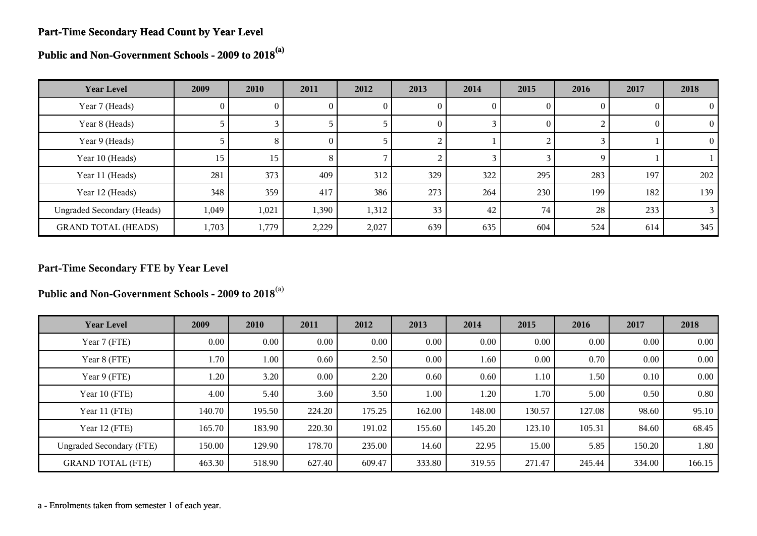## Part-Time Secondary Head Count by Year Level

## Public and Non-Government Schools - 2009 to 2018[a]

| Year Level | 2009 | 2010 | 2011 | 2012 | 2013 | 2014 | 2015 | 2016 | 2017 | 2018 |
|---|---|---|---|---|---|---|---|---|---|---|
| Year 7 (Heads) | 0 | 0 | 0 | 0 | 0 | 0 | 0 | 0 | 0 | 0 |
| Year 8 (Heads) | 5 | 3 | 5 | 5 | 0 | 3 | 0 | 2 | 0 | 0 |
| Year 9 (Heads) | 5 | 8 | 0 | 5 | 2 | 1 | 2 | 3 | 1 | 0 |
| Year 10 (Heads) | 15 | 15 | 8 | 7 | 2 | 3 | 3 | 9 | 1 | 1 |
| Year 11 (Heads) | 281 | 373 | 409 | 312 | 329 | 322 | 295 | 283 | 197 | 202 |
| Year 12 (Heads) | 348 | 359 | 417 | 386 | 273 | 264 | 230 | 199 | 182 | 139 |
| Ungraded Secondary (Heads) | 1,049 | 1,021 | 1,390 | 1,312 | 33 | 42 | 74 | 28 | 233 | 3 |
| GRAND TOTAL (HEADS) | 1,703 | 1,779 | 2,229 | 2,027 | 639 | 635 | 604 | 524 | 614 | 345 |

## Part-Time Secondary FTE by Year Level

## Public and Non-Government Schools - 2009 to 2018[a]

| Year Level | 2009 | 2010 | 2011 | 2012 | 2013 | 2014 | 2015 | 2016 | 2017 | 2018 |
|---|---|---|---|---|---|---|---|---|---|---|
| Year 7 (FTE) | 0.00 | 0.00 | 0.00 | 0.00 | 0.00 | 0.00 | 0.00 | 0.00 | 0.00 | 0.00 |
| Year 8 (FTE) | 1.70 | 1.00 | 0.60 | 2.50 | 0.00 | 1.60 | 0.00 | 0.70 | 0.00 | 0.00 |
| Year 9 (FTE) | 1.20 | 3.20 | 0.00 | 2.20 | 0.60 | 0.60 | 1.10 | 1.50 | 0.10 | 0.00 |
| Year 10 (FTE) | 4.00 | 5.40 | 3.60 | 3.50 | 1.00 | 1.20 | 1.70 | 5.00 | 0.50 | 0.80 |
| Year 11 (FTE) | 140.70 | 195.50 | 224.20 | 175.25 | 162.00 | 148.00 | 130.57 | 127.08 | 98.60 | 95.10 |
| Year 12 (FTE) | 165.70 | 183.90 | 220.30 | 191.02 | 155.60 | 145.20 | 123.10 | 105.31 | 84.60 | 68.45 |
| Ungraded Secondary (FTE) | 150.00 | 129.90 | 178.70 | 235.00 | 14.60 | 22.95 | 15.00 | 5.85 | 150.20 | 1.80 |
| GRAND TOTAL (FTE) | 463.30 | 518.90 | 627.40 | 609.47 | 333.80 | 319.55 | 271.47 | 245.44 | 334.00 | 166.15 |

a - Enrolments taken from semester 1 of each year.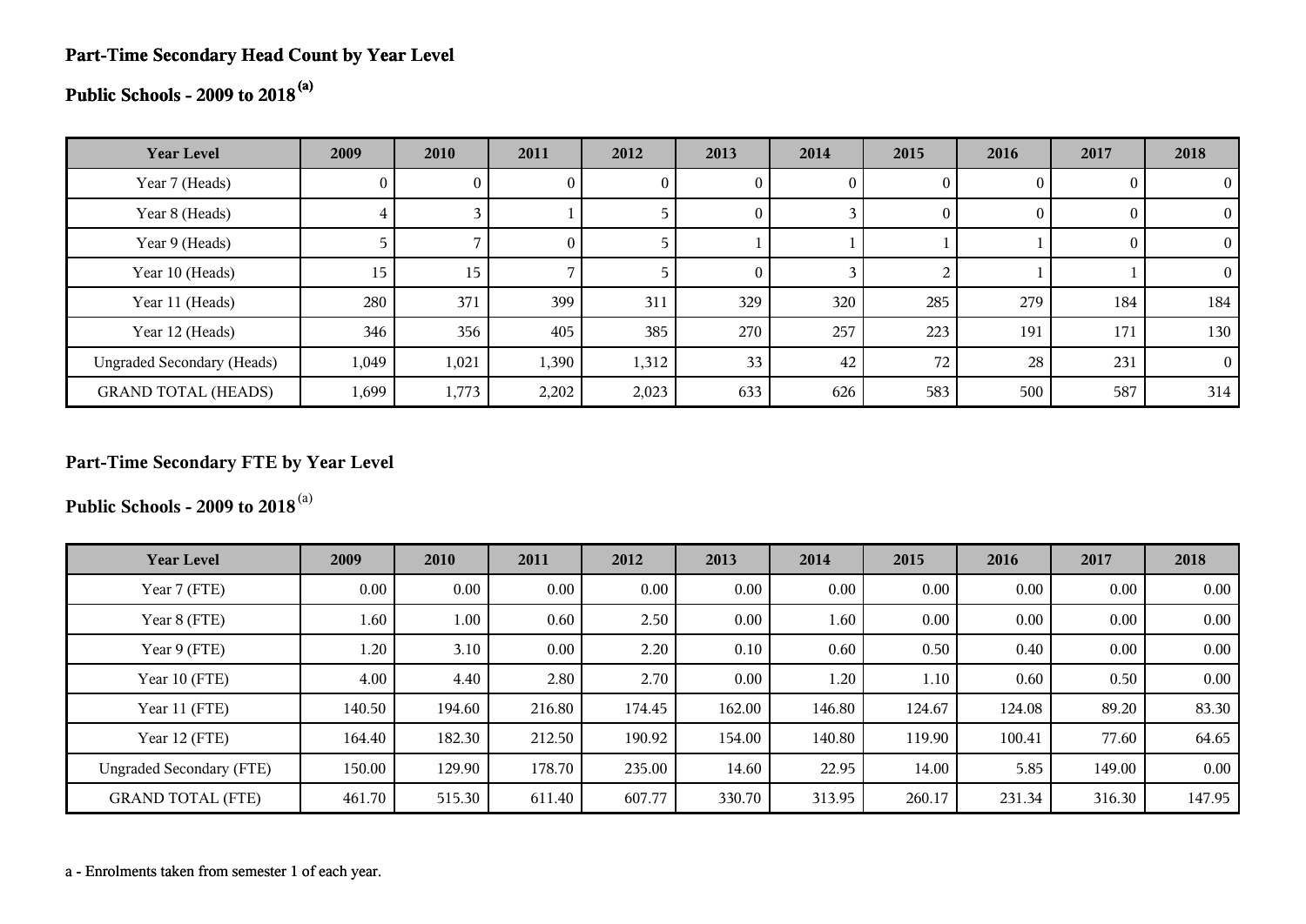## Part-Time Secondary Head Count by Year Level

## Public Schools - 2009 to 2018 [(a)]

| Year Level | 2009 | 2010 | 2011 | 2012 | 2013 | 2014 | 2015 | 2016 | 2017 | 2018 |
|---|---|---|---|---|---|---|---|---|---|---|
| Year 7 (Heads) | 0 | 0 | 0 | 0 | 0 | 0 | 0 | 0 | 0 | 0 |
| Year 8 (Heads) | 4 | 3 | 1 | 5 | 0 | 3 | 0 | 0 | 0 | 0 |
| Year 9 (Heads) | 5 | 7 | 0 | 5 | 1 | 1 | 1 | 1 | 0 | 0 |
| Year 10 (Heads) | 15 | 15 | 7 | 5 | 0 | 3 | 2 | 1 | 1 | 0 |
| Year 11 (Heads) | 280 | 371 | 399 | 311 | 329 | 320 | 285 | 279 | 184 | 184 |
| Year 12 (Heads) | 346 | 356 | 405 | 385 | 270 | 257 | 223 | 191 | 171 | 130 |
| Ungraded Secondary (Heads) | 1,049 | 1,021 | 1,390 | 1,312 | 33 | 42 | 72 | 28 | 231 | 0 |
| GRAND TOTAL (HEADS) | 1,699 | 1,773 | 2,202 | 2,023 | 633 | 626 | 583 | 500 | 587 | 314 |

## Part-Time Secondary FTE by Year Level

## Public Schools - 2009 to 2018 [(a)]

| Year Level | 2009 | 2010 | 2011 | 2012 | 2013 | 2014 | 2015 | 2016 | 2017 | 2018 |
|---|---|---|---|---|---|---|---|---|---|---|
| Year 7 (FTE) | 0.00 | 0.00 | 0.00 | 0.00 | 0.00 | 0.00 | 0.00 | 0.00 | 0.00 | 0.00 |
| Year 8 (FTE) | 1.60 | 1.00 | 0.60 | 2.50 | 0.00 | 1.60 | 0.00 | 0.00 | 0.00 | 0.00 |
| Year 9 (FTE) | 1.20 | 3.10 | 0.00 | 2.20 | 0.10 | 0.60 | 0.50 | 0.40 | 0.00 | 0.00 |
| Year 10 (FTE) | 4.00 | 4.40 | 2.80 | 2.70 | 0.00 | 1.20 | 1.10 | 0.60 | 0.50 | 0.00 |
| Year 11 (FTE) | 140.50 | 194.60 | 216.80 | 174.45 | 162.00 | 146.80 | 124.67 | 124.08 | 89.20 | 83.30 |
| Year 12 (FTE) | 164.40 | 182.30 | 212.50 | 190.92 | 154.00 | 140.80 | 119.90 | 100.41 | 77.60 | 64.65 |
| Ungraded Secondary (FTE) | 150.00 | 129.90 | 178.70 | 235.00 | 14.60 | 22.95 | 14.00 | 5.85 | 149.00 | 0.00 |
| GRAND TOTAL (FTE) | 461.70 | 515.30 | 611.40 | 607.77 | 330.70 | 313.95 | 260.17 | 231.34 | 316.30 | 147.95 |

a - Enrolments taken from semester 1 of each year.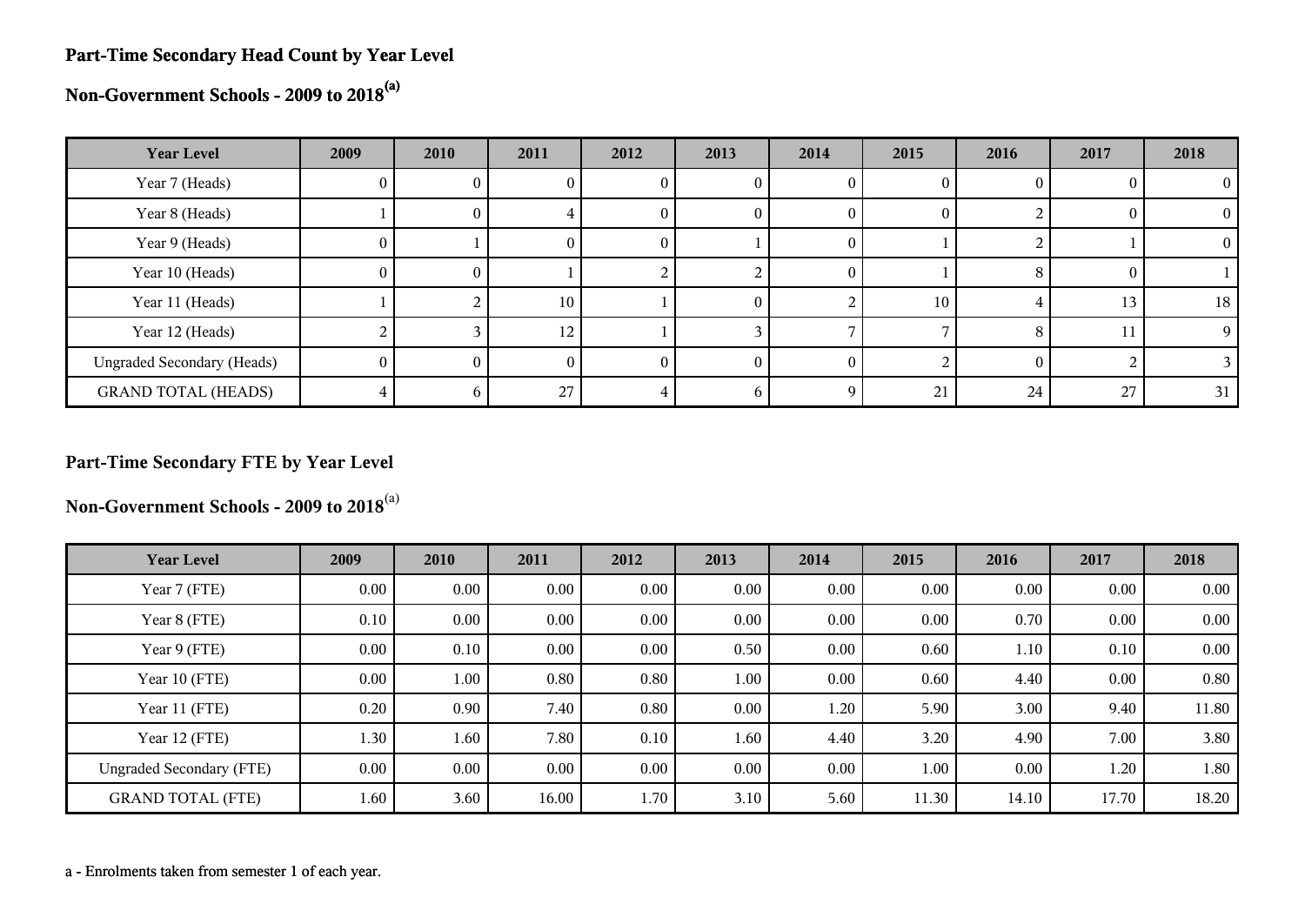## Part-Time Secondary Head Count by Year Level

## Non-Government Schools - 2009 to 2018[(a)]

| Year Level | 2009 | 2010 | 2011 | 2012 | 2013 | 2014 | 2015 | 2016 | 2017 | 2018 |
|---|---|---|---|---|---|---|---|---|---|---|
| Year 7 (Heads) | 0 | 0 | 0 | 0 | 0 | 0 | 0 | 0 | 0 | 0 |
| Year 8 (Heads) | 1 | 0 | 4 | 0 | 0 | 0 | 0 | 2 | 0 | 0 |
| Year 9 (Heads) | 0 | 1 | 0 | 0 | 1 | 0 | 1 | 2 | 1 | 0 |
| Year 10 (Heads) | 0 | 0 | 1 | 2 | 2 | 0 | 1 | 8 | 0 | 1 |
| Year 11 (Heads) | 1 | 2 | 10 | 1 | 0 | 2 | 10 | 4 | 13 | 18 |
| Year 12 (Heads) | 2 | 3 | 12 | 1 | 3 | 7 | 7 | 8 | 11 | 9 |
| Ungraded Secondary (Heads) | 0 | 0 | 0 | 0 | 0 | 0 | 2 | 0 | 2 | 3 |
| GRAND TOTAL (HEADS) | 4 | 6 | 27 | 4 | 6 | 9 | 21 | 24 | 27 | 31 |

## Part-Time Secondary FTE by Year Level

## Non-Government Schools - 2009 to 2018[(a)]

| Year Level | 2009 | 2010 | 2011 | 2012 | 2013 | 2014 | 2015 | 2016 | 2017 | 2018 |
|---|---|---|---|---|---|---|---|---|---|---|
| Year 7 (FTE) | 0.00 | 0.00 | 0.00 | 0.00 | 0.00 | 0.00 | 0.00 | 0.00 | 0.00 | 0.00 |
| Year 8 (FTE) | 0.10 | 0.00 | 0.00 | 0.00 | 0.00 | 0.00 | 0.00 | 0.70 | 0.00 | 0.00 |
| Year 9 (FTE) | 0.00 | 0.10 | 0.00 | 0.00 | 0.50 | 0.00 | 0.60 | 1.10 | 0.10 | 0.00 |
| Year 10 (FTE) | 0.00 | 1.00 | 0.80 | 0.80 | 1.00 | 0.00 | 0.60 | 4.40 | 0.00 | 0.80 |
| Year 11 (FTE) | 0.20 | 0.90 | 7.40 | 0.80 | 0.00 | 1.20 | 5.90 | 3.00 | 9.40 | 11.80 |
| Year 12 (FTE) | 1.30 | 1.60 | 7.80 | 0.10 | 1.60 | 4.40 | 3.20 | 4.90 | 7.00 | 3.80 |
| Ungraded Secondary (FTE) | 0.00 | 0.00 | 0.00 | 0.00 | 0.00 | 0.00 | 1.00 | 0.00 | 1.20 | 1.80 |
| GRAND TOTAL (FTE) | 1.60 | 3.60 | 16.00 | 1.70 | 3.10 | 5.60 | 11.30 | 14.10 | 17.70 | 18.20 |

a - Enrolments taken from semester 1 of each year.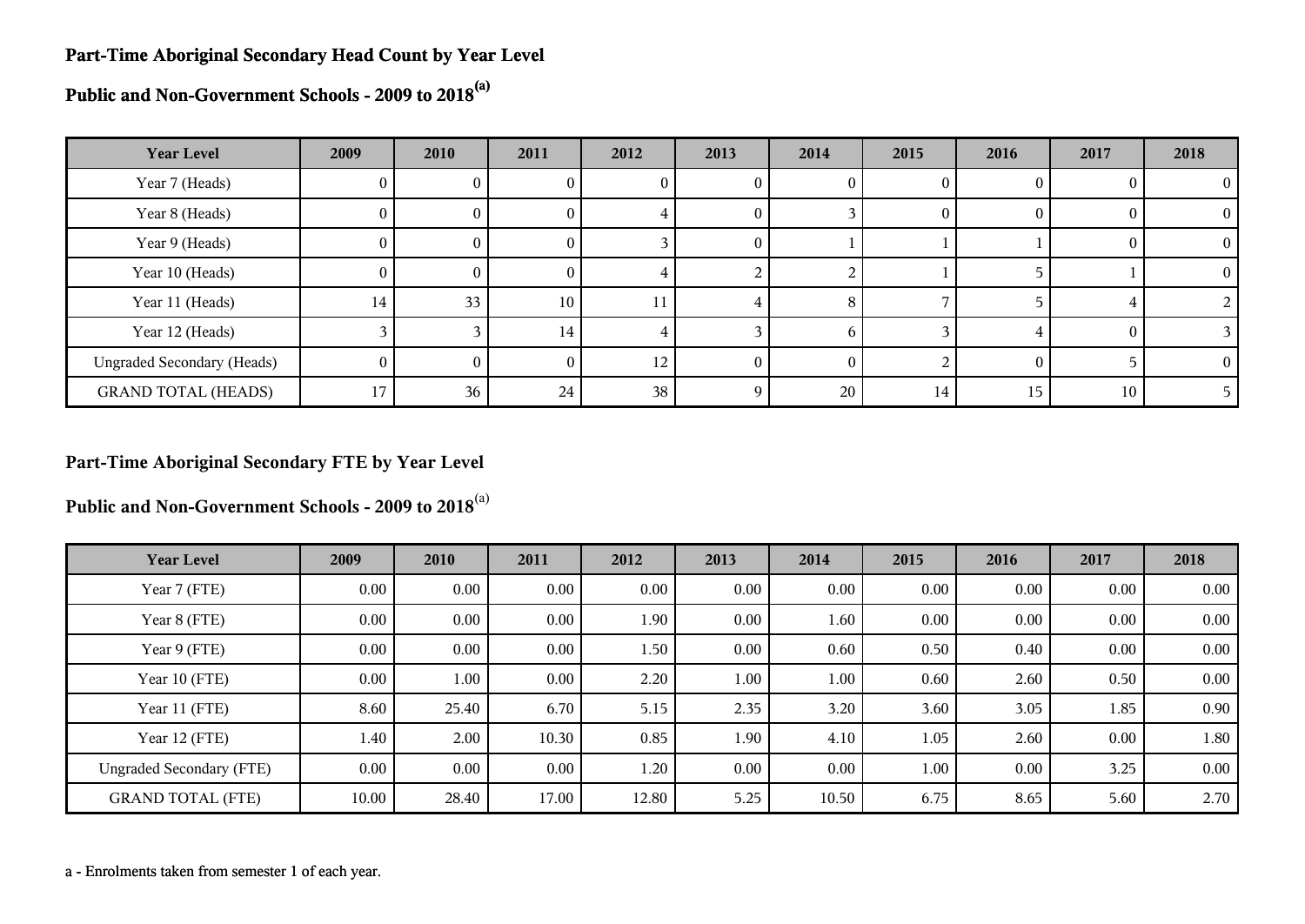## Part-Time Aboriginal Secondary Head Count by Year Level

## Public and Non-Government Schools - 2009 to 2018[(a)]

| Year Level | 2009 | 2010 | 2011 | 2012 | 2013 | 2014 | 2015 | 2016 | 2017 | 2018 |
|---|---|---|---|---|---|---|---|---|---|---|
| Year 7 (Heads) | 0 | 0 | 0 | 0 | 0 | 0 | 0 | 0 | 0 | 0 |
| Year 8 (Heads) | 0 | 0 | 0 | 4 | 0 | 3 | 0 | 0 | 0 | 0 |
| Year 9 (Heads) | 0 | 0 | 0 | 3 | 0 | 1 | 1 | 1 | 0 | 0 |
| Year 10 (Heads) | 0 | 0 | 0 | 4 | 2 | 2 | 1 | 5 | 1 | 0 |
| Year 11 (Heads) | 14 | 33 | 10 | 11 | 4 | 8 | 7 | 5 | 4 | 2 |
| Year 12 (Heads) | 3 | 3 | 14 | 4 | 3 | 6 | 3 | 4 | 0 | 3 |
| Ungraded Secondary (Heads) | 0 | 0 | 0 | 12 | 0 | 0 | 2 | 0 | 5 | 0 |
| GRAND TOTAL (HEADS) | 17 | 36 | 24 | 38 | 9 | 20 | 14 | 15 | 10 | 5 |

## Part-Time Aboriginal Secondary FTE by Year Level

## Public and Non-Government Schools - 2009 to 2018[(a)]

| Year Level | 2009 | 2010 | 2011 | 2012 | 2013 | 2014 | 2015 | 2016 | 2017 | 2018 |
|---|---|---|---|---|---|---|---|---|---|---|
| Year 7 (FTE) | 0.00 | 0.00 | 0.00 | 0.00 | 0.00 | 0.00 | 0.00 | 0.00 | 0.00 | 0.00 |
| Year 8 (FTE) | 0.00 | 0.00 | 0.00 | 1.90 | 0.00 | 1.60 | 0.00 | 0.00 | 0.00 | 0.00 |
| Year 9 (FTE) | 0.00 | 0.00 | 0.00 | 1.50 | 0.00 | 0.60 | 0.50 | 0.40 | 0.00 | 0.00 |
| Year 10 (FTE) | 0.00 | 1.00 | 0.00 | 2.20 | 1.00 | 1.00 | 0.60 | 2.60 | 0.50 | 0.00 |
| Year 11 (FTE) | 8.60 | 25.40 | 6.70 | 5.15 | 2.35 | 3.20 | 3.60 | 3.05 | 1.85 | 0.90 |
| Year 12 (FTE) | 1.40 | 2.00 | 10.30 | 0.85 | 1.90 | 4.10 | 1.05 | 2.60 | 0.00 | 1.80 |
| Ungraded Secondary (FTE) | 0.00 | 0.00 | 0.00 | 1.20 | 0.00 | 0.00 | 1.00 | 0.00 | 3.25 | 0.00 |
| GRAND TOTAL (FTE) | 10.00 | 28.40 | 17.00 | 12.80 | 5.25 | 10.50 | 6.75 | 8.65 | 5.60 | 2.70 |

a - Enrolments taken from semester 1 of each year.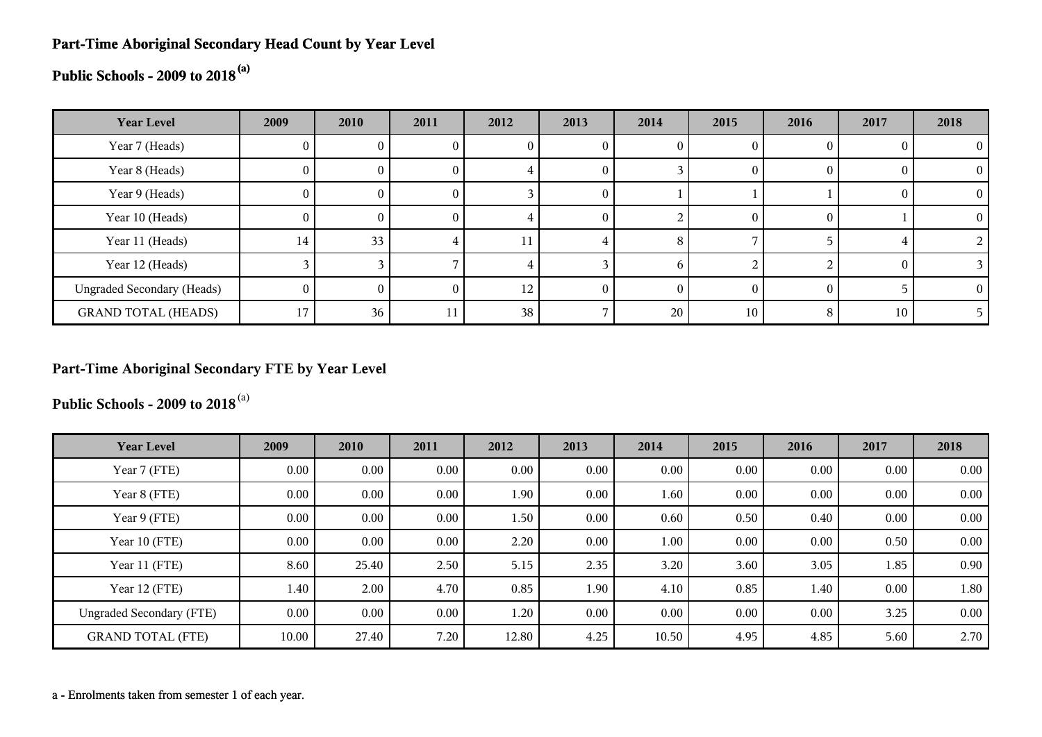## Part-Time Aboriginal Secondary Head Count by Year Level

## Public Schools - 2009 to 2018 [(a)]

| Year Level | 2009 | 2010 | 2011 | 2012 | 2013 | 2014 | 2015 | 2016 | 2017 | 2018 |
|---|---|---|---|---|---|---|---|---|---|---|
| Year 7 (Heads) | 0 | 0 | 0 | 0 | 0 | 0 | 0 | 0 | 0 | 0 |
| Year 8 (Heads) | 0 | 0 | 0 | 4 | 0 | 3 | 0 | 0 | 0 | 0 |
| Year 9 (Heads) | 0 | 0 | 0 | 3 | 0 | 1 | 1 | 1 | 0 | 0 |
| Year 10 (Heads) | 0 | 0 | 0 | 4 | 0 | 2 | 0 | 0 | 1 | 0 |
| Year 11 (Heads) | 14 | 33 | 4 | 11 | 4 | 8 | 7 | 5 | 4 | 2 |
| Year 12 (Heads) | 3 | 3 | 7 | 4 | 3 | 6 | 2 | 2 | 0 | 3 |
| Ungraded Secondary (Heads) | 0 | 0 | 0 | 12 | 0 | 0 | 0 | 0 | 5 | 0 |
| GRAND TOTAL (HEADS) | 17 | 36 | 11 | 38 | 7 | 20 | 10 | 8 | 10 | 5 |

## Part-Time Aboriginal Secondary FTE by Year Level

## Public Schools - 2009 to 2018 [(a)]

| Year Level | 2009 | 2010 | 2011 | 2012 | 2013 | 2014 | 2015 | 2016 | 2017 | 2018 |
|---|---|---|---|---|---|---|---|---|---|---|
| Year 7 (FTE) | 0.00 | 0.00 | 0.00 | 0.00 | 0.00 | 0.00 | 0.00 | 0.00 | 0.00 | 0.00 |
| Year 8 (FTE) | 0.00 | 0.00 | 0.00 | 1.90 | 0.00 | 1.60 | 0.00 | 0.00 | 0.00 | 0.00 |
| Year 9 (FTE) | 0.00 | 0.00 | 0.00 | 1.50 | 0.00 | 0.60 | 0.50 | 0.40 | 0.00 | 0.00 |
| Year 10 (FTE) | 0.00 | 0.00 | 0.00 | 2.20 | 0.00 | 1.00 | 0.00 | 0.00 | 0.50 | 0.00 |
| Year 11 (FTE) | 8.60 | 25.40 | 2.50 | 5.15 | 2.35 | 3.20 | 3.60 | 3.05 | 1.85 | 0.90 |
| Year 12 (FTE) | 1.40 | 2.00 | 4.70 | 0.85 | 1.90 | 4.10 | 0.85 | 1.40 | 0.00 | 1.80 |
| Ungraded Secondary (FTE) | 0.00 | 0.00 | 0.00 | 1.20 | 0.00 | 0.00 | 0.00 | 0.00 | 3.25 | 0.00 |
| GRAND TOTAL (FTE) | 10.00 | 27.40 | 7.20 | 12.80 | 4.25 | 10.50 | 4.95 | 4.85 | 5.60 | 2.70 |

a - Enrolments taken from semester 1 of each year.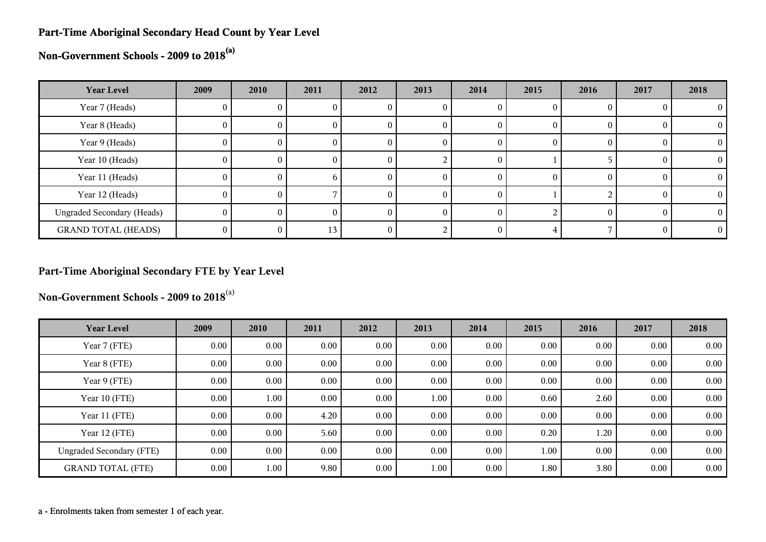**Part-Time Aboriginal Secondary Head Count by Year Level**

**Non-Government Schools - 2009 to 2018[(a)]**

| Year Level | 2009 | 2010 | 2011 | 2012 | 2013 | 2014 | 2015 | 2016 | 2017 | 2018 |
|---|---|---|---|---|---|---|---|---|---|---|
| Year 7 (Heads) | 0 | 0 | 0 | 0 | 0 | 0 | 0 | 0 | 0 | 0 |
| Year 8 (Heads) | 0 | 0 | 0 | 0 | 0 | 0 | 0 | 0 | 0 | 0 |
| Year 9 (Heads) | 0 | 0 | 0 | 0 | 0 | 0 | 0 | 0 | 0 | 0 |
| Year 10 (Heads) | 0 | 0 | 0 | 0 | 2 | 0 | 1 | 5 | 0 | 0 |
| Year 11 (Heads) | 0 | 0 | 6 | 0 | 0 | 0 | 0 | 0 | 0 | 0 |
| Year 12 (Heads) | 0 | 0 | 7 | 0 | 0 | 0 | 1 | 2 | 0 | 0 |
| Ungraded Secondary (Heads) | 0 | 0 | 0 | 0 | 0 | 0 | 2 | 0 | 0 | 0 |
| GRAND TOTAL (HEADS) | 0 | 0 | 13 | 0 | 2 | 0 | 4 | 7 | 0 | 0 |

**Part-Time Aboriginal Secondary FTE by Year Level**

**Non-Government Schools - 2009 to 2018[(a)]**

| Year Level | 2009 | 2010 | 2011 | 2012 | 2013 | 2014 | 2015 | 2016 | 2017 | 2018 |
|---|---|---|---|---|---|---|---|---|---|---|
| Year 7 (FTE) | 0.00 | 0.00 | 0.00 | 0.00 | 0.00 | 0.00 | 0.00 | 0.00 | 0.00 | 0.00 |
| Year 8 (FTE) | 0.00 | 0.00 | 0.00 | 0.00 | 0.00 | 0.00 | 0.00 | 0.00 | 0.00 | 0.00 |
| Year 9 (FTE) | 0.00 | 0.00 | 0.00 | 0.00 | 0.00 | 0.00 | 0.00 | 0.00 | 0.00 | 0.00 |
| Year 10 (FTE) | 0.00 | 1.00 | 0.00 | 0.00 | 1.00 | 0.00 | 0.60 | 2.60 | 0.00 | 0.00 |
| Year 11 (FTE) | 0.00 | 0.00 | 4.20 | 0.00 | 0.00 | 0.00 | 0.00 | 0.00 | 0.00 | 0.00 |
| Year 12 (FTE) | 0.00 | 0.00 | 5.60 | 0.00 | 0.00 | 0.00 | 0.20 | 1.20 | 0.00 | 0.00 |
| Ungraded Secondary (FTE) | 0.00 | 0.00 | 0.00 | 0.00 | 0.00 | 0.00 | 1.00 | 0.00 | 0.00 | 0.00 |
| GRAND TOTAL (FTE) | 0.00 | 1.00 | 9.80 | 0.00 | 1.00 | 0.00 | 1.80 | 3.80 | 0.00 | 0.00 |

a - Enrolments taken from semester 1 of each year.